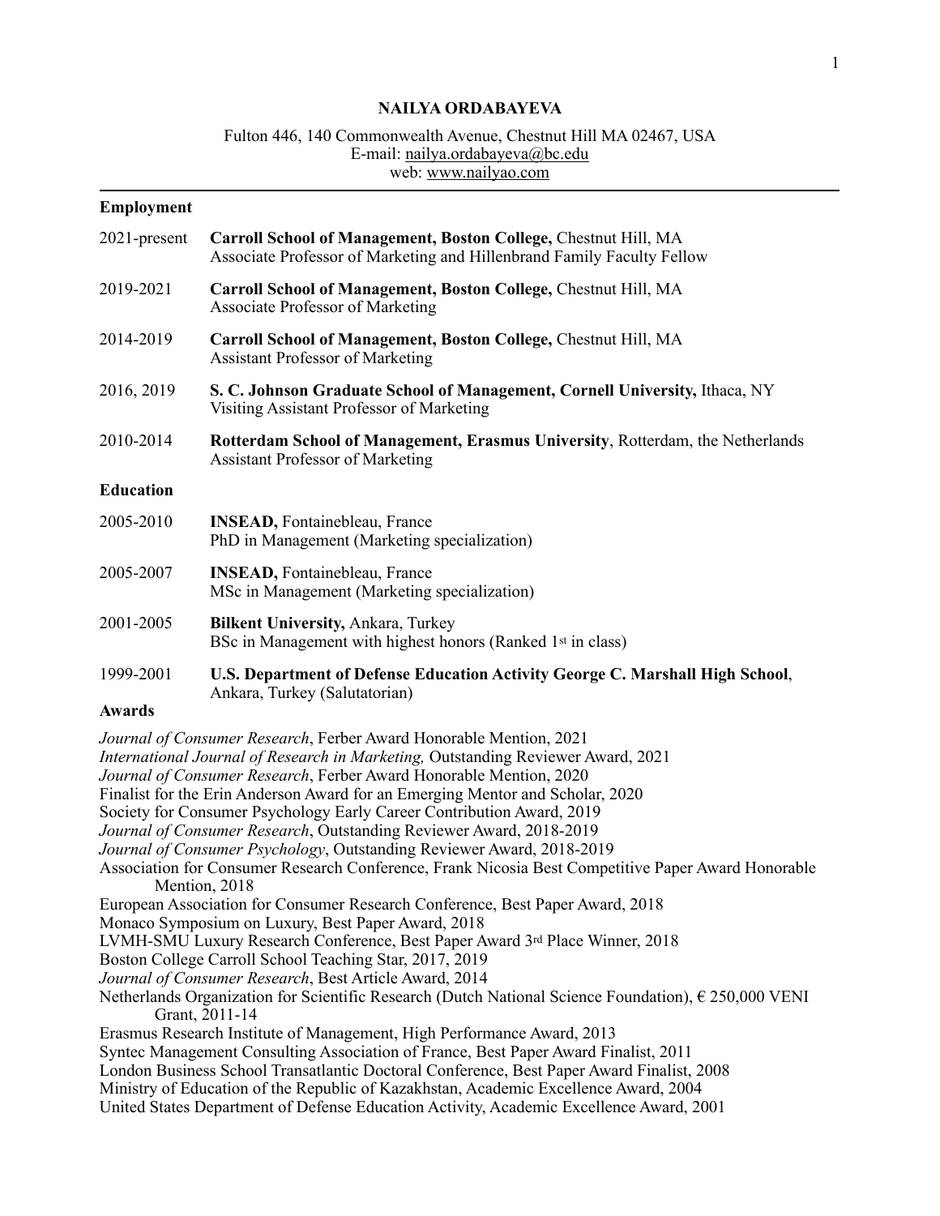# NAILYA ORDABAYEVA

Fulton 446, 140 Commonwealth Avenue, Chestnut Hill MA 02467, USA
E-mail: nailya.ordabayeva@bc.edu
web: www.nailyao.com

## Employment

2021-present **Carroll School of Management, Boston College,** Chestnut Hill, MA
Associate Professor of Marketing and Hillenbrand Family Faculty Fellow

2019-2021 **Carroll School of Management, Boston College,** Chestnut Hill, MA
Associate Professor of Marketing

2014-2019 **Carroll School of Management, Boston College,** Chestnut Hill, MA
Assistant Professor of Marketing

2016, 2019 **S. C. Johnson Graduate School of Management, Cornell University,** Ithaca, NY
Visiting Assistant Professor of Marketing

2010-2014 **Rotterdam School of Management, Erasmus University**, Rotterdam, the Netherlands
Assistant Professor of Marketing

## Education

2005-2010 **INSEAD,** Fontainebleau, France
PhD in Management (Marketing specialization)

2005-2007 **INSEAD,** Fontainebleau, France
MSc in Management (Marketing specialization)

2001-2005 **Bilkent University,** Ankara, Turkey
BSc in Management with highest honors (Ranked 1st in class)

1999-2001 **U.S. Department of Defense Education Activity George C. Marshall High School**,
Ankara, Turkey (Salutatorian)

## Awards

*Journal of Consumer Research*, Ferber Award Honorable Mention, 2021
*International Journal of Research in Marketing,* Outstanding Reviewer Award, 2021
*Journal of Consumer Research*, Ferber Award Honorable Mention, 2020
Finalist for the Erin Anderson Award for an Emerging Mentor and Scholar, 2020
Society for Consumer Psychology Early Career Contribution Award, 2019
*Journal of Consumer Research*, Outstanding Reviewer Award, 2018-2019
*Journal of Consumer Psychology*, Outstanding Reviewer Award, 2018-2019
Association for Consumer Research Conference, Frank Nicosia Best Competitive Paper Award Honorable Mention, 2018
European Association for Consumer Research Conference, Best Paper Award, 2018
Monaco Symposium on Luxury, Best Paper Award, 2018
LVMH-SMU Luxury Research Conference, Best Paper Award 3rd Place Winner, 2018
Boston College Carroll School Teaching Star, 2017, 2019
*Journal of Consumer Research*, Best Article Award, 2014
Netherlands Organization for Scientific Research (Dutch National Science Foundation), € 250,000 VENI Grant, 2011-14
Erasmus Research Institute of Management, High Performance Award, 2013
Syntec Management Consulting Association of France, Best Paper Award Finalist, 2011
London Business School Transatlantic Doctoral Conference, Best Paper Award Finalist, 2008
Ministry of Education of the Republic of Kazakhstan, Academic Excellence Award, 2004
United States Department of Defense Education Activity, Academic Excellence Award, 2001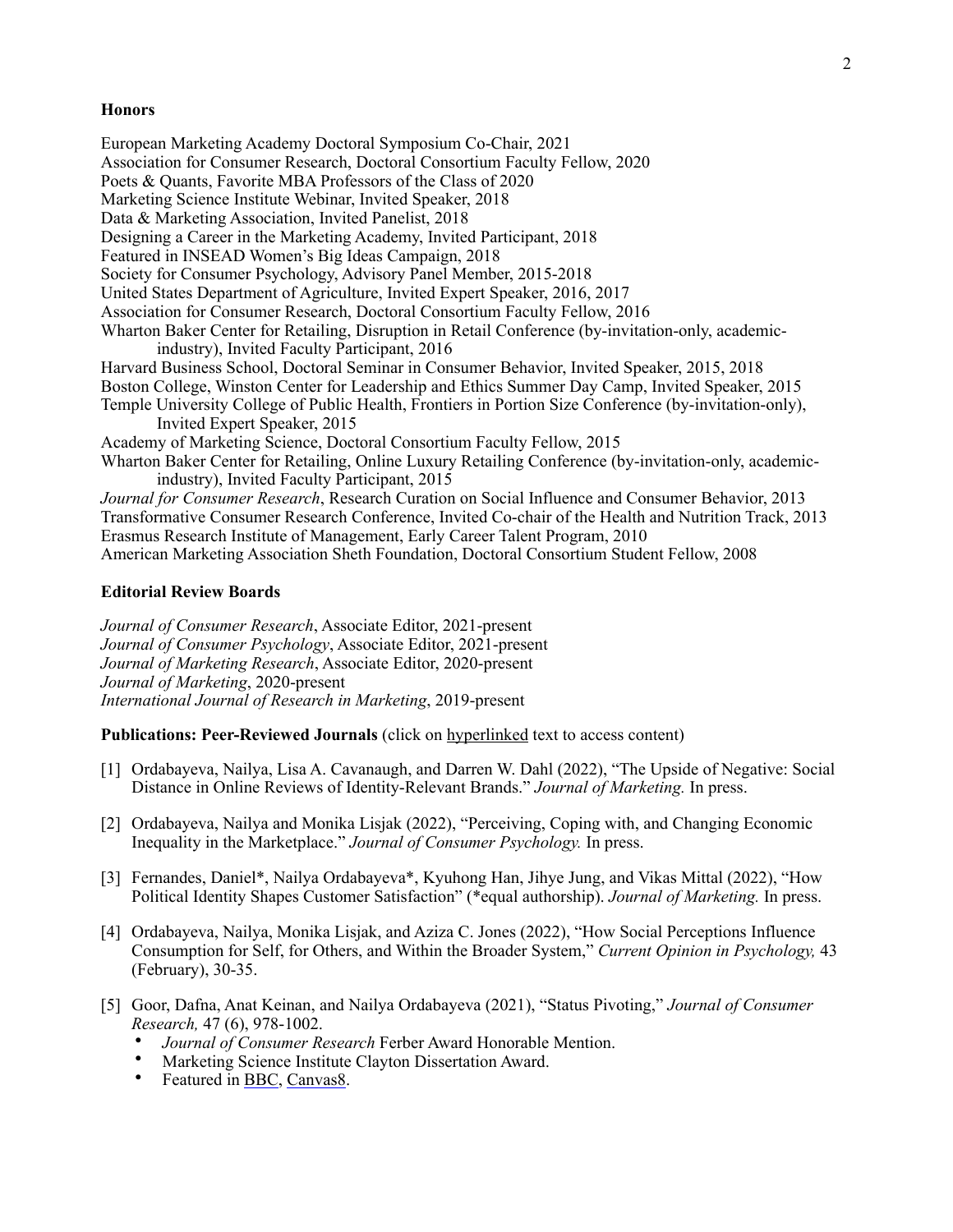## Honors

European Marketing Academy Doctoral Symposium Co-Chair, 2021
Association for Consumer Research, Doctoral Consortium Faculty Fellow, 2020
Poets & Quants, Favorite MBA Professors of the Class of 2020
Marketing Science Institute Webinar, Invited Speaker, 2018
Data & Marketing Association, Invited Panelist, 2018
Designing a Career in the Marketing Academy, Invited Participant, 2018
Featured in INSEAD Women's Big Ideas Campaign, 2018
Society for Consumer Psychology, Advisory Panel Member, 2015-2018
United States Department of Agriculture, Invited Expert Speaker, 2016, 2017
Association for Consumer Research, Doctoral Consortium Faculty Fellow, 2016
Wharton Baker Center for Retailing, Disruption in Retail Conference (by-invitation-only, academic-industry), Invited Faculty Participant, 2016
Harvard Business School, Doctoral Seminar in Consumer Behavior, Invited Speaker, 2015, 2018
Boston College, Winston Center for Leadership and Ethics Summer Day Camp, Invited Speaker, 2015
Temple University College of Public Health, Frontiers in Portion Size Conference (by-invitation-only), Invited Expert Speaker, 2015
Academy of Marketing Science, Doctoral Consortium Faculty Fellow, 2015
Wharton Baker Center for Retailing, Online Luxury Retailing Conference (by-invitation-only, academic-industry), Invited Faculty Participant, 2015
*Journal for Consumer Research*, Research Curation on Social Influence and Consumer Behavior, 2013
Transformative Consumer Research Conference, Invited Co-chair of the Health and Nutrition Track, 2013
Erasmus Research Institute of Management, Early Career Talent Program, 2010
American Marketing Association Sheth Foundation, Doctoral Consortium Student Fellow, 2008

## Editorial Review Boards

*Journal of Consumer Research*, Associate Editor, 2021-present
*Journal of Consumer Psychology*, Associate Editor, 2021-present
*Journal of Marketing Research*, Associate Editor, 2020-present
*Journal of Marketing*, 2020-present
*International Journal of Research in Marketing*, 2019-present

## Publications: Peer-Reviewed Journals (click on hyperlinked text to access content)

[1] Ordabayeva, Nailya, Lisa A. Cavanaugh, and Darren W. Dahl (2022), "The Upside of Negative: Social Distance in Online Reviews of Identity-Relevant Brands." *Journal of Marketing.* In press.

[2] Ordabayeva, Nailya and Monika Lisjak (2022), "Perceiving, Coping with, and Changing Economic Inequality in the Marketplace." *Journal of Consumer Psychology.* In press.

[3] Fernandes, Daniel*, Nailya Ordabayeva*, Kyuhong Han, Jihye Jung, and Vikas Mittal (2022), "How Political Identity Shapes Customer Satisfaction" (*equal authorship). *Journal of Marketing.* In press.

[4] Ordabayeva, Nailya, Monika Lisjak, and Aziza C. Jones (2022), "How Social Perceptions Influence Consumption for Self, for Others, and Within the Broader System," *Current Opinion in Psychology,* 43 (February), 30-35.

[5] Goor, Dafna, Anat Keinan, and Nailya Ordabayeva (2021), "Status Pivoting," *Journal of Consumer Research,* 47 (6), 978-1002.
- *Journal of Consumer Research* Ferber Award Honorable Mention.
- Marketing Science Institute Clayton Dissertation Award.
- Featured in BBC, Canvas8.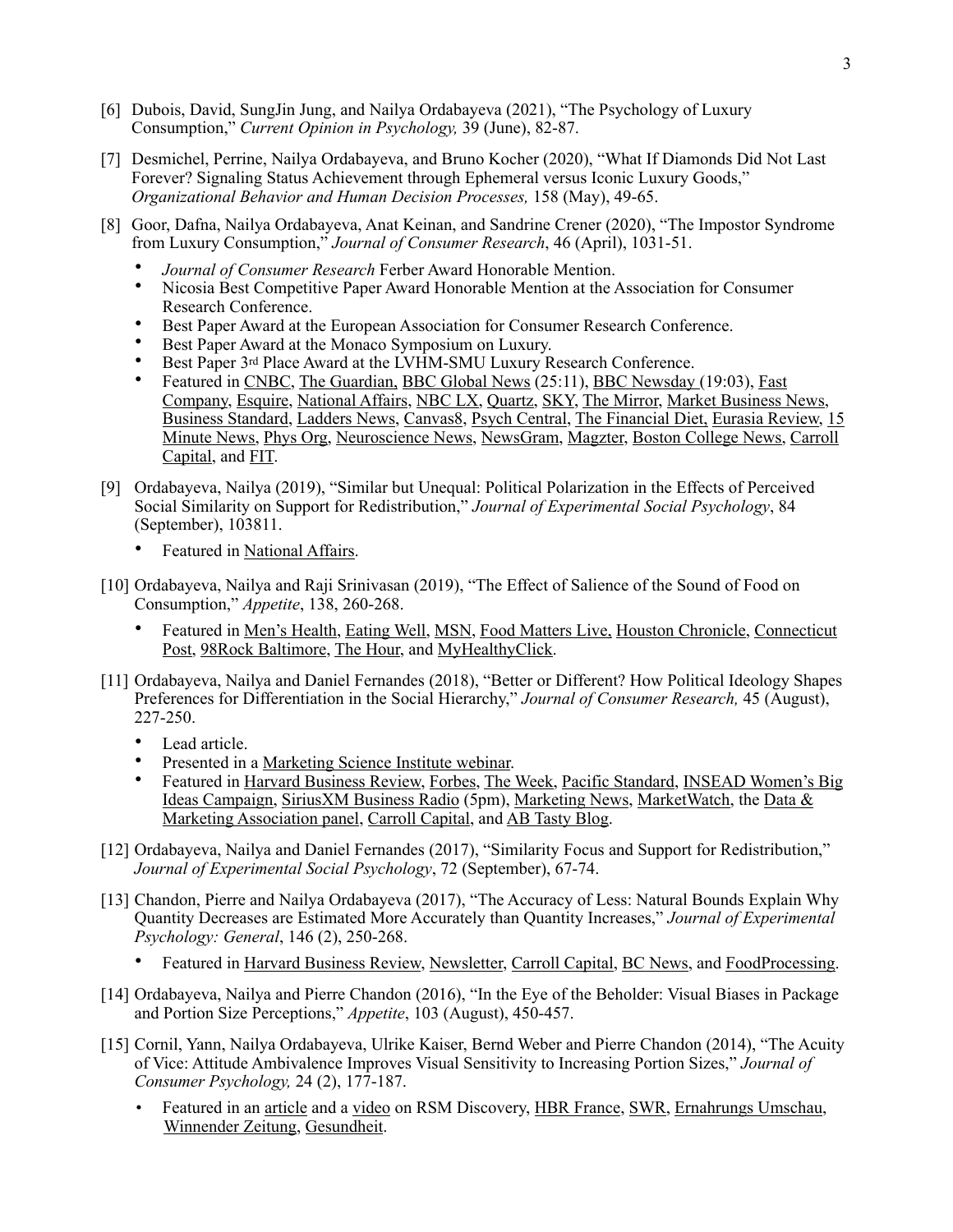[6] Dubois, David, SungJin Jung, and Nailya Ordabayeva (2021), "The Psychology of Luxury Consumption," *Current Opinion in Psychology,* 39 (June), 82-87.

[7] Desmichel, Perrine, Nailya Ordabayeva, and Bruno Kocher (2020), "What If Diamonds Did Not Last Forever? Signaling Status Achievement through Ephemeral versus Iconic Luxury Goods," *Organizational Behavior and Human Decision Processes,* 158 (May), 49-65.

[8] Goor, Dafna, Nailya Ordabayeva, Anat Keinan, and Sandrine Crener (2020), "The Impostor Syndrome from Luxury Consumption," *Journal of Consumer Research*, 46 (April), 1031-51.

- *Journal of Consumer Research* Ferber Award Honorable Mention.
- Nicosia Best Competitive Paper Award Honorable Mention at the Association for Consumer Research Conference.
- Best Paper Award at the European Association for Consumer Research Conference.
- Best Paper Award at the Monaco Symposium on Luxury.
- Best Paper 3rd Place Award at the LVHM-SMU Luxury Research Conference.
- Featured in CNBC, The Guardian, BBC Global News (25:11), BBC Newsday (19:03), Fast Company, Esquire, National Affairs, NBC LX, Quartz, SKY, The Mirror, Market Business News, Business Standard, Ladders News, Canvas8, Psych Central, The Financial Diet, Eurasia Review, 15 Minute News, Phys Org, Neuroscience News, NewsGram, Magzter, Boston College News, Carroll Capital, and FIT.

[9] Ordabayeva, Nailya (2019), "Similar but Unequal: Political Polarization in the Effects of Perceived Social Similarity on Support for Redistribution," *Journal of Experimental Social Psychology*, 84 (September), 103811.

- Featured in National Affairs.

[10] Ordabayeva, Nailya and Raji Srinivasan (2019), "The Effect of Salience of the Sound of Food on Consumption," *Appetite*, 138, 260-268.

- Featured in Men's Health, Eating Well, MSN, Food Matters Live, Houston Chronicle, Connecticut Post, 98Rock Baltimore, The Hour, and MyHealthyClick.

[11] Ordabayeva, Nailya and Daniel Fernandes (2018), "Better or Different? How Political Ideology Shapes Preferences for Differentiation in the Social Hierarchy," *Journal of Consumer Research,* 45 (August), 227-250.

- Lead article.
- Presented in a Marketing Science Institute webinar.
- Featured in Harvard Business Review, Forbes, The Week, Pacific Standard, INSEAD Women's Big Ideas Campaign, SiriusXM Business Radio (5pm), Marketing News, MarketWatch, the Data & Marketing Association panel, Carroll Capital, and AB Tasty Blog.

[12] Ordabayeva, Nailya and Daniel Fernandes (2017), "Similarity Focus and Support for Redistribution," *Journal of Experimental Social Psychology*, 72 (September), 67-74.

[13] Chandon, Pierre and Nailya Ordabayeva (2017), "The Accuracy of Less: Natural Bounds Explain Why Quantity Decreases are Estimated More Accurately than Quantity Increases," *Journal of Experimental Psychology: General*, 146 (2), 250-268.

- Featured in Harvard Business Review, Newsletter, Carroll Capital, BC News, and FoodProcessing.

[14] Ordabayeva, Nailya and Pierre Chandon (2016), "In the Eye of the Beholder: Visual Biases in Package and Portion Size Perceptions," *Appetite*, 103 (August), 450-457.

[15] Cornil, Yann, Nailya Ordabayeva, Ulrike Kaiser, Bernd Weber and Pierre Chandon (2014), "The Acuity of Vice: Attitude Ambivalence Improves Visual Sensitivity to Increasing Portion Sizes," *Journal of Consumer Psychology,* 24 (2), 177-187.

- Featured in an article and a video on RSM Discovery, HBR France, SWR, Ernahrungs Umschau, Winnender Zeitung, Gesundheit.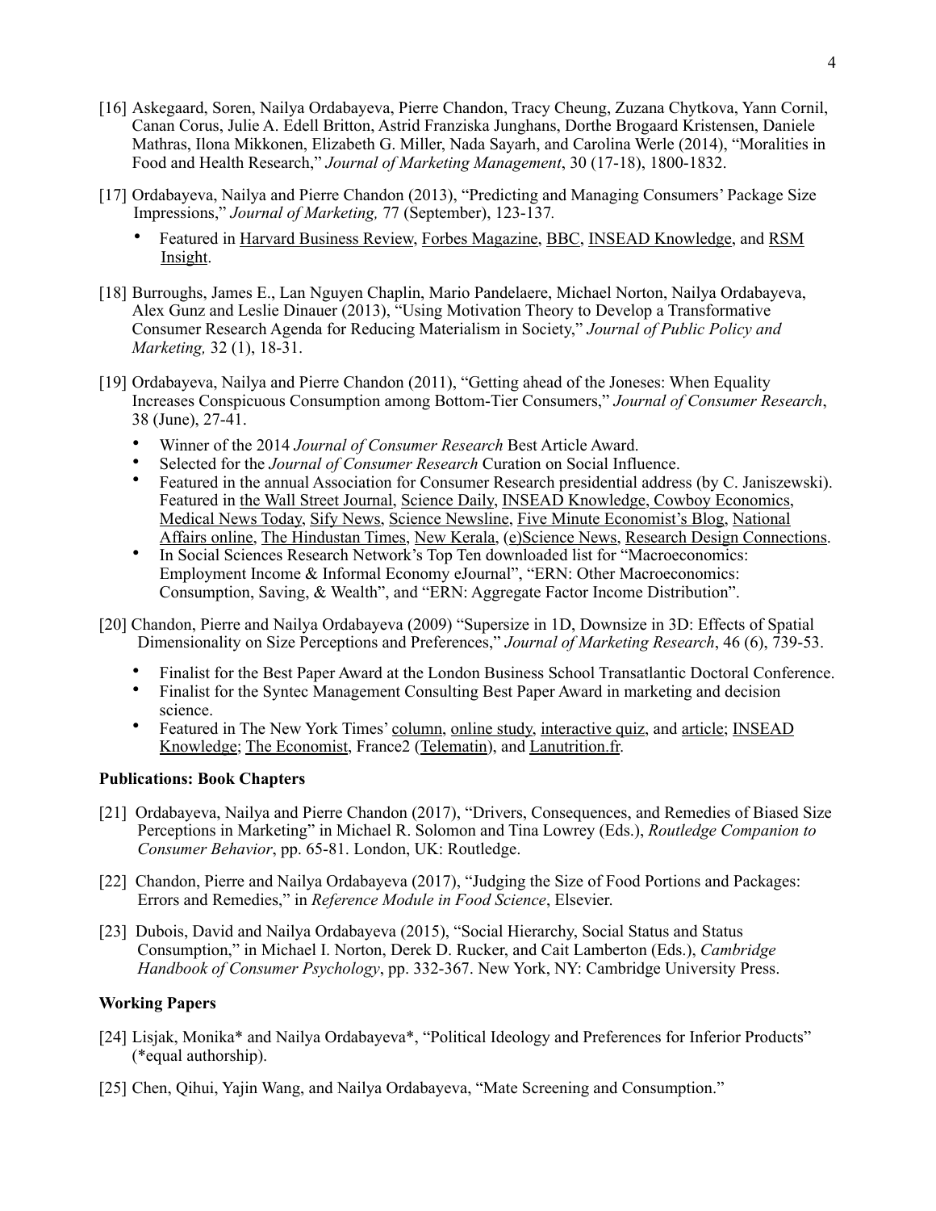[16] Askegaard, Soren, Nailya Ordabayeva, Pierre Chandon, Tracy Cheung, Zuzana Chytkova, Yann Cornil, Canan Corus, Julie A. Edell Britton, Astrid Franziska Junghans, Dorthe Brogaard Kristensen, Daniele Mathras, Ilona Mikkonen, Elizabeth G. Miller, Nada Sayarh, and Carolina Werle (2014), "Moralities in Food and Health Research," *Journal of Marketing Management*, 30 (17-18), 1800-1832.

[17] Ordabayeva, Nailya and Pierre Chandon (2013), "Predicting and Managing Consumers' Package Size Impressions," *Journal of Marketing,* 77 (September), 123-137.

- Featured in Harvard Business Review, Forbes Magazine, BBC, INSEAD Knowledge, and RSM Insight.

[18] Burroughs, James E., Lan Nguyen Chaplin, Mario Pandelaere, Michael Norton, Nailya Ordabayeva, Alex Gunz and Leslie Dinauer (2013), "Using Motivation Theory to Develop a Transformative Consumer Research Agenda for Reducing Materialism in Society," *Journal of Public Policy and Marketing,* 32 (1), 18-31.

[19] Ordabayeva, Nailya and Pierre Chandon (2011), "Getting ahead of the Joneses: When Equality Increases Conspicuous Consumption among Bottom-Tier Consumers," *Journal of Consumer Research*, 38 (June), 27-41.

- Winner of the 2014 *Journal of Consumer Research* Best Article Award.
- Selected for the *Journal of Consumer Research* Curation on Social Influence.
- Featured in the annual Association for Consumer Research presidential address (by C. Janiszewski). Featured in the Wall Street Journal, Science Daily, INSEAD Knowledge, Cowboy Economics, Medical News Today, Sify News, Science Newsline, Five Minute Economist's Blog, National Affairs online, The Hindustan Times, New Kerala, (e)Science News, Research Design Connections.
- In Social Sciences Research Network's Top Ten downloaded list for "Macroeconomics: Employment Income & Informal Economy eJournal", "ERN: Other Macroeconomics: Consumption, Saving, & Wealth", and "ERN: Aggregate Factor Income Distribution".

[20] Chandon, Pierre and Nailya Ordabayeva (2009) "Supersize in 1D, Downsize in 3D: Effects of Spatial Dimensionality on Size Perceptions and Preferences," *Journal of Marketing Research*, 46 (6), 739-53.

- Finalist for the Best Paper Award at the London Business School Transatlantic Doctoral Conference.
- Finalist for the Syntec Management Consulting Best Paper Award in marketing and decision science.
- Featured in The New York Times' column, online study, interactive quiz, and article; INSEAD Knowledge; The Economist, France2 (Telematin), and Lanutrition.fr.

### Publications: Book Chapters

[21] Ordabayeva, Nailya and Pierre Chandon (2017), "Drivers, Consequences, and Remedies of Biased Size Perceptions in Marketing" in Michael R. Solomon and Tina Lowrey (Eds.), *Routledge Companion to Consumer Behavior*, pp. 65-81. London, UK: Routledge.

[22] Chandon, Pierre and Nailya Ordabayeva (2017), "Judging the Size of Food Portions and Packages: Errors and Remedies," in *Reference Module in Food Science*, Elsevier.

[23] Dubois, David and Nailya Ordabayeva (2015), "Social Hierarchy, Social Status and Status Consumption," in Michael I. Norton, Derek D. Rucker, and Cait Lamberton (Eds.), *Cambridge Handbook of Consumer Psychology*, pp. 332-367. New York, NY: Cambridge University Press.

### Working Papers

[24] Lisjak, Monika* and Nailya Ordabayeva*, "Political Ideology and Preferences for Inferior Products" (*equal authorship).

[25] Chen, Qihui, Yajin Wang, and Nailya Ordabayeva, "Mate Screening and Consumption."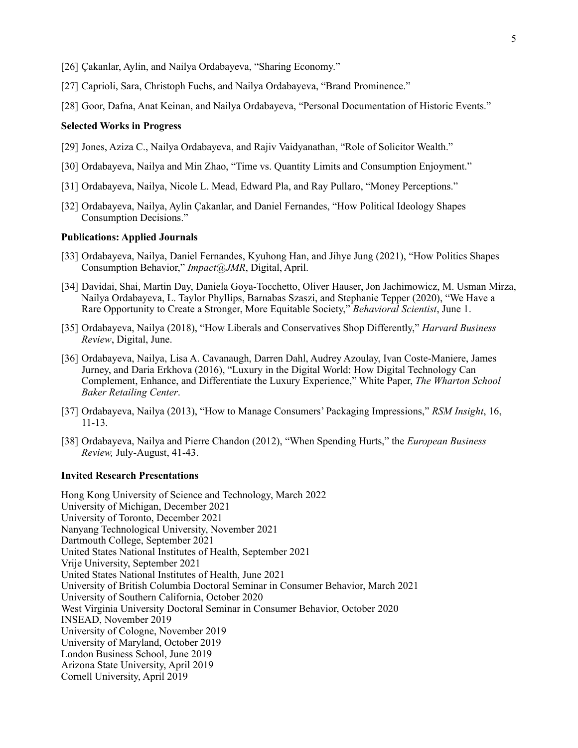[26] Çakanlar, Aylin, and Nailya Ordabayeva, "Sharing Economy."

[27] Caprioli, Sara, Christoph Fuchs, and Nailya Ordabayeva, "Brand Prominence."

[28] Goor, Dafna, Anat Keinan, and Nailya Ordabayeva, "Personal Documentation of Historic Events."

**Selected Works in Progress**

[29] Jones, Aziza C., Nailya Ordabayeva, and Rajiv Vaidyanathan, "Role of Solicitor Wealth."

[30] Ordabayeva, Nailya and Min Zhao, "Time vs. Quantity Limits and Consumption Enjoyment."

[31] Ordabayeva, Nailya, Nicole L. Mead, Edward Pla, and Ray Pullaro, "Money Perceptions."

[32] Ordabayeva, Nailya, Aylin Çakanlar, and Daniel Fernandes, "How Political Ideology Shapes Consumption Decisions."

**Publications: Applied Journals**

[33] Ordabayeva, Nailya, Daniel Fernandes, Kyuhong Han, and Jihye Jung (2021), "How Politics Shapes Consumption Behavior," *Impact@JMR*, Digital, April.

[34] Davidai, Shai, Martin Day, Daniela Goya-Tocchetto, Oliver Hauser, Jon Jachimowicz, M. Usman Mirza, Nailya Ordabayeva, L. Taylor Phyllips, Barnabas Szaszi, and Stephanie Tepper (2020), "We Have a Rare Opportunity to Create a Stronger, More Equitable Society," *Behavioral Scientist*, June 1.

[35] Ordabayeva, Nailya (2018), "How Liberals and Conservatives Shop Differently," *Harvard Business Review*, Digital, June.

[36] Ordabayeva, Nailya, Lisa A. Cavanaugh, Darren Dahl, Audrey Azoulay, Ivan Coste-Maniere, James Jurney, and Daria Erkhova (2016), "Luxury in the Digital World: How Digital Technology Can Complement, Enhance, and Differentiate the Luxury Experience," White Paper, *The Wharton School Baker Retailing Center*.

[37] Ordabayeva, Nailya (2013), "How to Manage Consumers' Packaging Impressions," *RSM Insight*, 16, 11-13.

[38] Ordabayeva, Nailya and Pierre Chandon (2012), "When Spending Hurts," the *European Business Review,* July-August, 41-43.

**Invited Research Presentations**

Hong Kong University of Science and Technology, March 2022
University of Michigan, December 2021
University of Toronto, December 2021
Nanyang Technological University, November 2021
Dartmouth College, September 2021
United States National Institutes of Health, September 2021
Vrije University, September 2021
United States National Institutes of Health, June 2021
University of British Columbia Doctoral Seminar in Consumer Behavior, March 2021
University of Southern California, October 2020
West Virginia University Doctoral Seminar in Consumer Behavior, October 2020
INSEAD, November 2019
University of Cologne, November 2019
University of Maryland, October 2019
London Business School, June 2019
Arizona State University, April 2019
Cornell University, April 2019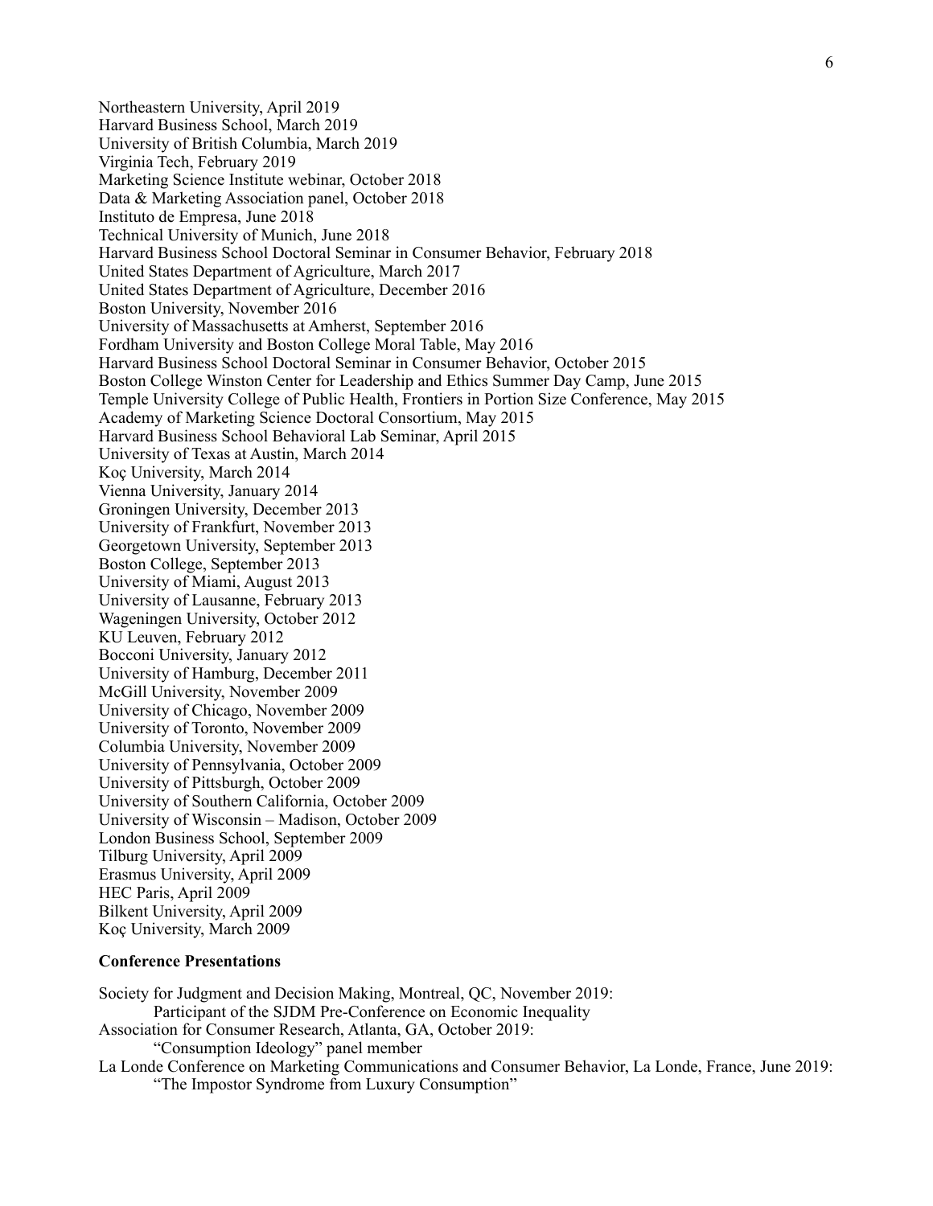Northeastern University, April 2019
Harvard Business School, March 2019
University of British Columbia, March 2019
Virginia Tech, February 2019
Marketing Science Institute webinar, October 2018
Data & Marketing Association panel, October 2018
Instituto de Empresa, June 2018
Technical University of Munich, June 2018
Harvard Business School Doctoral Seminar in Consumer Behavior, February 2018
United States Department of Agriculture, March 2017
United States Department of Agriculture, December 2016
Boston University, November 2016
University of Massachusetts at Amherst, September 2016
Fordham University and Boston College Moral Table, May 2016
Harvard Business School Doctoral Seminar in Consumer Behavior, October 2015
Boston College Winston Center for Leadership and Ethics Summer Day Camp, June 2015
Temple University College of Public Health, Frontiers in Portion Size Conference, May 2015
Academy of Marketing Science Doctoral Consortium, May 2015
Harvard Business School Behavioral Lab Seminar, April 2015
University of Texas at Austin, March 2014
Koç University, March 2014
Vienna University, January 2014
Groningen University, December 2013
University of Frankfurt, November 2013
Georgetown University, September 2013
Boston College, September 2013
University of Miami, August 2013
University of Lausanne, February 2013
Wageningen University, October 2012
KU Leuven, February 2012
Bocconi University, January 2012
University of Hamburg, December 2011
McGill University, November 2009
University of Chicago, November 2009
University of Toronto, November 2009
Columbia University, November 2009
University of Pennsylvania, October 2009
University of Pittsburgh, October 2009
University of Southern California, October 2009
University of Wisconsin – Madison, October 2009
London Business School, September 2009
Tilburg University, April 2009
Erasmus University, April 2009
HEC Paris, April 2009
Bilkent University, April 2009
Koç University, March 2009

**Conference Presentations**

Society for Judgment and Decision Making, Montreal, QC, November 2019:
    Participant of the SJDM Pre-Conference on Economic Inequality
Association for Consumer Research, Atlanta, GA, October 2019:
    "Consumption Ideology" panel member
La Londe Conference on Marketing Communications and Consumer Behavior, La Londe, France, June 2019:
    "The Impostor Syndrome from Luxury Consumption"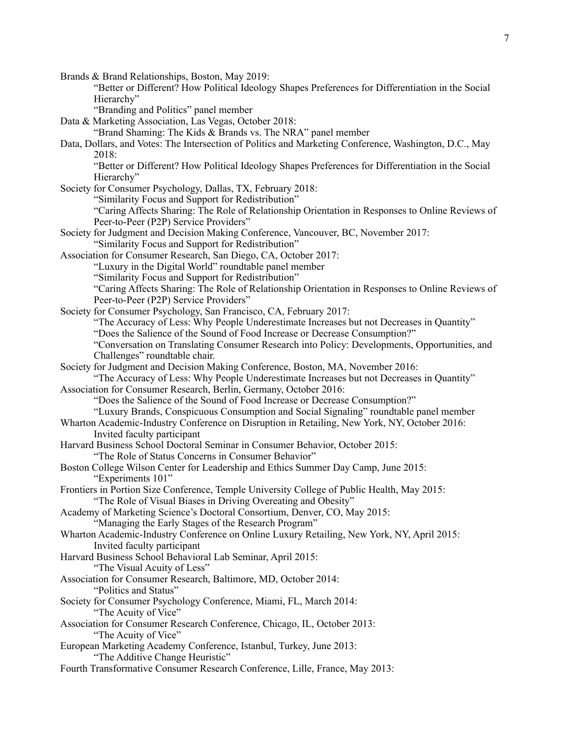Brands & Brand Relationships, Boston, May 2019:
  "Better or Different? How Political Ideology Shapes Preferences for Differentiation in the Social Hierarchy"
  "Branding and Politics" panel member

Data & Marketing Association, Las Vegas, October 2018:
  "Brand Shaming: The Kids & Brands vs. The NRA" panel member

Data, Dollars, and Votes: The Intersection of Politics and Marketing Conference, Washington, D.C., May 2018:
  "Better or Different? How Political Ideology Shapes Preferences for Differentiation in the Social Hierarchy"

Society for Consumer Psychology, Dallas, TX, February 2018:
  "Similarity Focus and Support for Redistribution"
  "Caring Affects Sharing: The Role of Relationship Orientation in Responses to Online Reviews of Peer-to-Peer (P2P) Service Providers"

Society for Judgment and Decision Making Conference, Vancouver, BC, November 2017:
  "Similarity Focus and Support for Redistribution"

Association for Consumer Research, San Diego, CA, October 2017:
  "Luxury in the Digital World" roundtable panel member
  "Similarity Focus and Support for Redistribution"
  "Caring Affects Sharing: The Role of Relationship Orientation in Responses to Online Reviews of Peer-to-Peer (P2P) Service Providers"

Society for Consumer Psychology, San Francisco, CA, February 2017:
  "The Accuracy of Less: Why People Underestimate Increases but not Decreases in Quantity"
  "Does the Salience of the Sound of Food Increase or Decrease Consumption?"
  "Conversation on Translating Consumer Research into Policy: Developments, Opportunities, and Challenges" roundtable chair.

Society for Judgment and Decision Making Conference, Boston, MA, November 2016:
  "The Accuracy of Less: Why People Underestimate Increases but not Decreases in Quantity"

Association for Consumer Research, Berlin, Germany, October 2016:
  "Does the Salience of the Sound of Food Increase or Decrease Consumption?"
  "Luxury Brands, Conspicuous Consumption and Social Signaling" roundtable panel member

Wharton Academic-Industry Conference on Disruption in Retailing, New York, NY, October 2016:
  Invited faculty participant

Harvard Business School Doctoral Seminar in Consumer Behavior, October 2015:
  "The Role of Status Concerns in Consumer Behavior"

Boston College Wilson Center for Leadership and Ethics Summer Day Camp, June 2015:
  "Experiments 101"

Frontiers in Portion Size Conference, Temple University College of Public Health, May 2015:
  "The Role of Visual Biases in Driving Overeating and Obesity"

Academy of Marketing Science's Doctoral Consortium, Denver, CO, May 2015:
  "Managing the Early Stages of the Research Program"

Wharton Academic-Industry Conference on Online Luxury Retailing, New York, NY, April 2015:
  Invited faculty participant

Harvard Business School Behavioral Lab Seminar, April 2015:
  "The Visual Acuity of Less"

Association for Consumer Research, Baltimore, MD, October 2014:
  "Politics and Status"

Society for Consumer Psychology Conference, Miami, FL, March 2014:
  "The Acuity of Vice"

Association for Consumer Research Conference, Chicago, IL, October 2013:
  "The Acuity of Vice"

European Marketing Academy Conference, Istanbul, Turkey, June 2013:
  "The Additive Change Heuristic"

Fourth Transformative Consumer Research Conference, Lille, France, May 2013: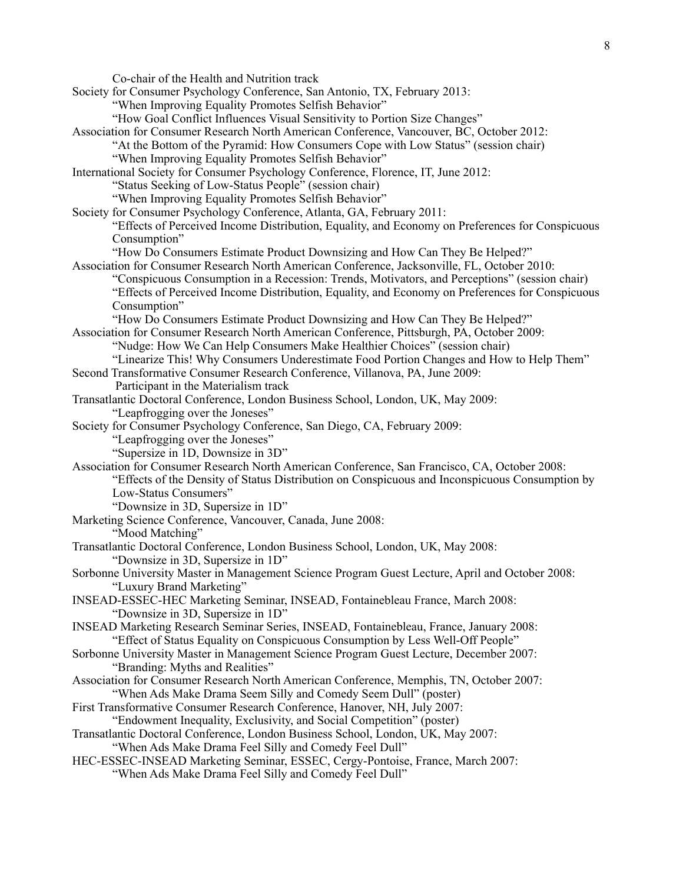Co-chair of the Health and Nutrition track

Society for Consumer Psychology Conference, San Antonio, TX, February 2013:
- "When Improving Equality Promotes Selfish Behavior"
- "How Goal Conflict Influences Visual Sensitivity to Portion Size Changes"

Association for Consumer Research North American Conference, Vancouver, BC, October 2012:
- "At the Bottom of the Pyramid: How Consumers Cope with Low Status" (session chair)
- "When Improving Equality Promotes Selfish Behavior"

International Society for Consumer Psychology Conference, Florence, IT, June 2012:
- "Status Seeking of Low-Status People" (session chair)
- "When Improving Equality Promotes Selfish Behavior"

Society for Consumer Psychology Conference, Atlanta, GA, February 2011:
- "Effects of Perceived Income Distribution, Equality, and Economy on Preferences for Conspicuous Consumption"
- "How Do Consumers Estimate Product Downsizing and How Can They Be Helped?"

Association for Consumer Research North American Conference, Jacksonville, FL, October 2010:
- "Conspicuous Consumption in a Recession: Trends, Motivators, and Perceptions" (session chair)
- "Effects of Perceived Income Distribution, Equality, and Economy on Preferences for Conspicuous Consumption"
- "How Do Consumers Estimate Product Downsizing and How Can They Be Helped?"

Association for Consumer Research North American Conference, Pittsburgh, PA, October 2009:
- "Nudge: How We Can Help Consumers Make Healthier Choices" (session chair)
- "Linearize This! Why Consumers Underestimate Food Portion Changes and How to Help Them"

Second Transformative Consumer Research Conference, Villanova, PA, June 2009:
- Participant in the Materialism track

Transatlantic Doctoral Conference, London Business School, London, UK, May 2009:
- "Leapfrogging over the Joneses"

Society for Consumer Psychology Conference, San Diego, CA, February 2009:
- "Leapfrogging over the Joneses"
- "Supersize in 1D, Downsize in 3D"

Association for Consumer Research North American Conference, San Francisco, CA, October 2008:
- "Effects of the Density of Status Distribution on Conspicuous and Inconspicuous Consumption by Low-Status Consumers"
- "Downsize in 3D, Supersize in 1D"

Marketing Science Conference, Vancouver, Canada, June 2008:
- "Mood Matching"

Transatlantic Doctoral Conference, London Business School, London, UK, May 2008:
- "Downsize in 3D, Supersize in 1D"

Sorbonne University Master in Management Science Program Guest Lecture, April and October 2008:
- "Luxury Brand Marketing"

INSEAD-ESSEC-HEC Marketing Seminar, INSEAD, Fontainebleau France, March 2008:
- "Downsize in 3D, Supersize in 1D"

INSEAD Marketing Research Seminar Series, INSEAD, Fontainebleau, France, January 2008:
- "Effect of Status Equality on Conspicuous Consumption by Less Well-Off People"

Sorbonne University Master in Management Science Program Guest Lecture, December 2007:
- "Branding: Myths and Realities"

Association for Consumer Research North American Conference, Memphis, TN, October 2007:
- "When Ads Make Drama Seem Silly and Comedy Seem Dull" (poster)

First Transformative Consumer Research Conference, Hanover, NH, July 2007:
- "Endowment Inequality, Exclusivity, and Social Competition" (poster)

Transatlantic Doctoral Conference, London Business School, London, UK, May 2007:
- "When Ads Make Drama Feel Silly and Comedy Feel Dull"

HEC-ESSEC-INSEAD Marketing Seminar, ESSEC, Cergy-Pontoise, France, March 2007:
- "When Ads Make Drama Feel Silly and Comedy Feel Dull"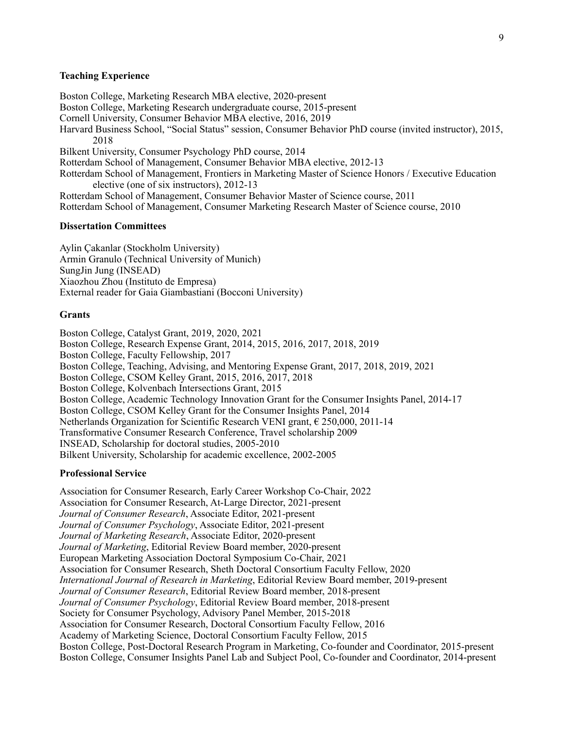**Teaching Experience**

Boston College, Marketing Research MBA elective, 2020-present
Boston College, Marketing Research undergraduate course, 2015-present
Cornell University, Consumer Behavior MBA elective, 2016, 2019
Harvard Business School, "Social Status" session, Consumer Behavior PhD course (invited instructor), 2015, 2018
Bilkent University, Consumer Psychology PhD course, 2014
Rotterdam School of Management, Consumer Behavior MBA elective, 2012-13
Rotterdam School of Management, Frontiers in Marketing Master of Science Honors / Executive Education elective (one of six instructors), 2012-13
Rotterdam School of Management, Consumer Behavior Master of Science course, 2011
Rotterdam School of Management, Consumer Marketing Research Master of Science course, 2010

**Dissertation Committees**

Aylin Çakanlar (Stockholm University)
Armin Granulo (Technical University of Munich)
SungJin Jung (INSEAD)
Xiaozhou Zhou (Instituto de Empresa)
External reader for Gaia Giambastiani (Bocconi University)

**Grants**

Boston College, Catalyst Grant, 2019, 2020, 2021
Boston College, Research Expense Grant, 2014, 2015, 2016, 2017, 2018, 2019
Boston College, Faculty Fellowship, 2017
Boston College, Teaching, Advising, and Mentoring Expense Grant, 2017, 2018, 2019, 2021
Boston College, CSOM Kelley Grant, 2015, 2016, 2017, 2018
Boston College, Kolvenbach Intersections Grant, 2015
Boston College, Academic Technology Innovation Grant for the Consumer Insights Panel, 2014-17
Boston College, CSOM Kelley Grant for the Consumer Insights Panel, 2014
Netherlands Organization for Scientific Research VENI grant, € 250,000, 2011-14
Transformative Consumer Research Conference, Travel scholarship 2009
INSEAD, Scholarship for doctoral studies, 2005-2010
Bilkent University, Scholarship for academic excellence, 2002-2005

**Professional Service**

Association for Consumer Research, Early Career Workshop Co-Chair, 2022
Association for Consumer Research, At-Large Director, 2021-present
*Journal of Consumer Research*, Associate Editor, 2021-present
*Journal of Consumer Psychology*, Associate Editor, 2021-present
*Journal of Marketing Research*, Associate Editor, 2020-present
*Journal of Marketing*, Editorial Review Board member, 2020-present
European Marketing Association Doctoral Symposium Co-Chair, 2021
Association for Consumer Research, Sheth Doctoral Consortium Faculty Fellow, 2020
*International Journal of Research in Marketing*, Editorial Review Board member, 2019-present
*Journal of Consumer Research*, Editorial Review Board member, 2018-present
*Journal of Consumer Psychology*, Editorial Review Board member, 2018-present
Society for Consumer Psychology, Advisory Panel Member, 2015-2018
Association for Consumer Research, Doctoral Consortium Faculty Fellow, 2016
Academy of Marketing Science, Doctoral Consortium Faculty Fellow, 2015
Boston College, Post-Doctoral Research Program in Marketing, Co-founder and Coordinator, 2015-present
Boston College, Consumer Insights Panel Lab and Subject Pool, Co-founder and Coordinator, 2014-present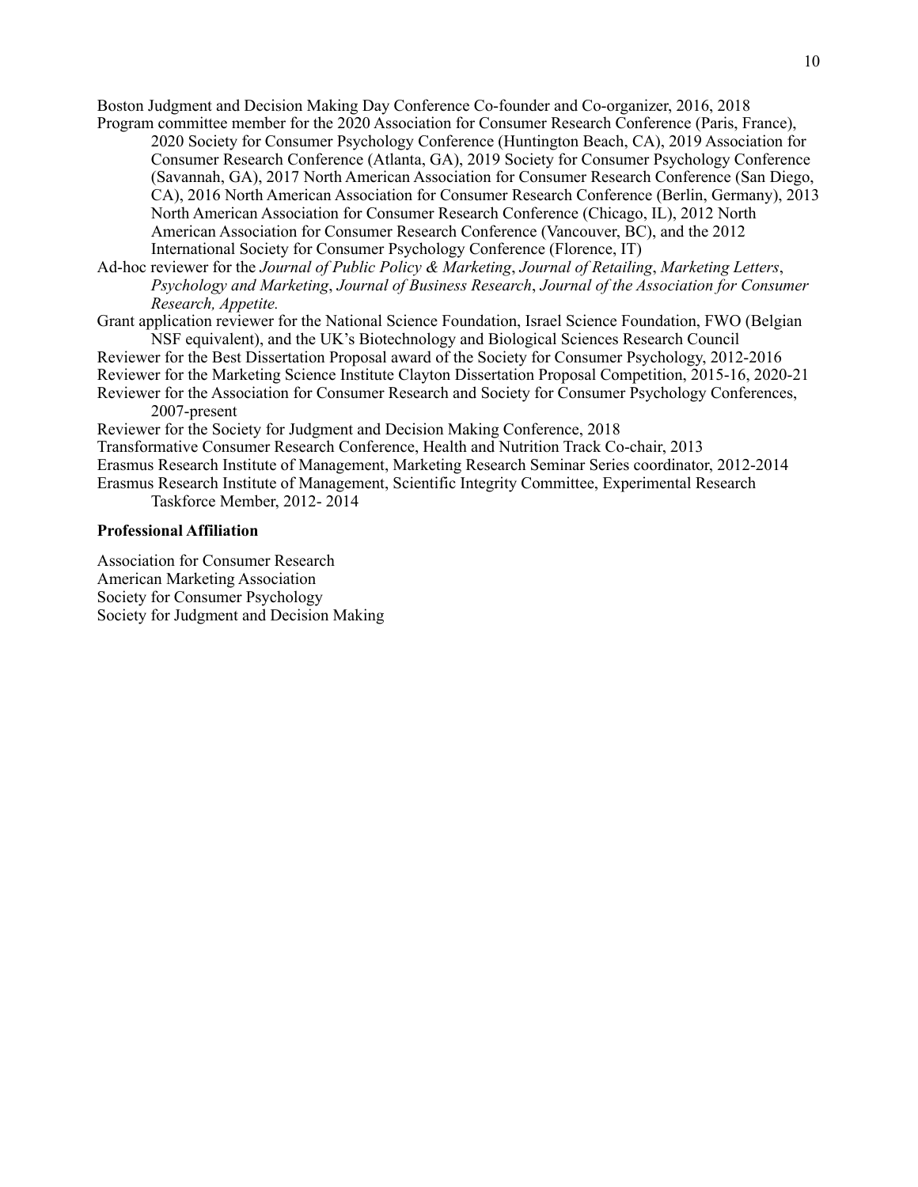Boston Judgment and Decision Making Day Conference Co-founder and Co-organizer, 2016, 2018

Program committee member for the 2020 Association for Consumer Research Conference (Paris, France), 2020 Society for Consumer Psychology Conference (Huntington Beach, CA), 2019 Association for Consumer Research Conference (Atlanta, GA), 2019 Society for Consumer Psychology Conference (Savannah, GA), 2017 North American Association for Consumer Research Conference (San Diego, CA), 2016 North American Association for Consumer Research Conference (Berlin, Germany), 2013 North American Association for Consumer Research Conference (Chicago, IL), 2012 North American Association for Consumer Research Conference (Vancouver, BC), and the 2012 International Society for Consumer Psychology Conference (Florence, IT)

Ad-hoc reviewer for the *Journal of Public Policy & Marketing*, *Journal of Retailing*, *Marketing Letters*, *Psychology and Marketing*, *Journal of Business Research*, *Journal of the Association for Consumer Research, Appetite.*

Grant application reviewer for the National Science Foundation, Israel Science Foundation, FWO (Belgian NSF equivalent), and the UK's Biotechnology and Biological Sciences Research Council

Reviewer for the Best Dissertation Proposal award of the Society for Consumer Psychology, 2012-2016

Reviewer for the Marketing Science Institute Clayton Dissertation Proposal Competition, 2015-16, 2020-21

Reviewer for the Association for Consumer Research and Society for Consumer Psychology Conferences, 2007-present

Reviewer for the Society for Judgment and Decision Making Conference, 2018

Transformative Consumer Research Conference, Health and Nutrition Track Co-chair, 2013

Erasmus Research Institute of Management, Marketing Research Seminar Series coordinator, 2012-2014

Erasmus Research Institute of Management, Scientific Integrity Committee, Experimental Research Taskforce Member, 2012- 2014

**Professional Affiliation**

Association for Consumer Research
American Marketing Association
Society for Consumer Psychology
Society for Judgment and Decision Making